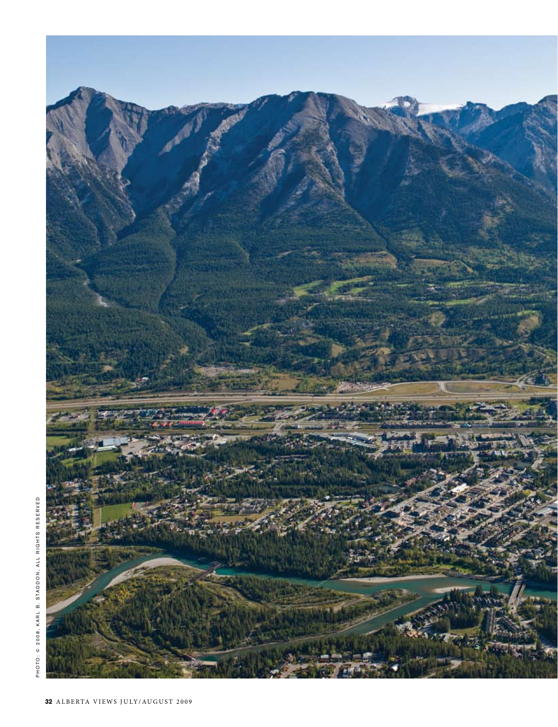PHOTO: © 2008, KARL B. STADDON, ALL RIGHTS RESERVED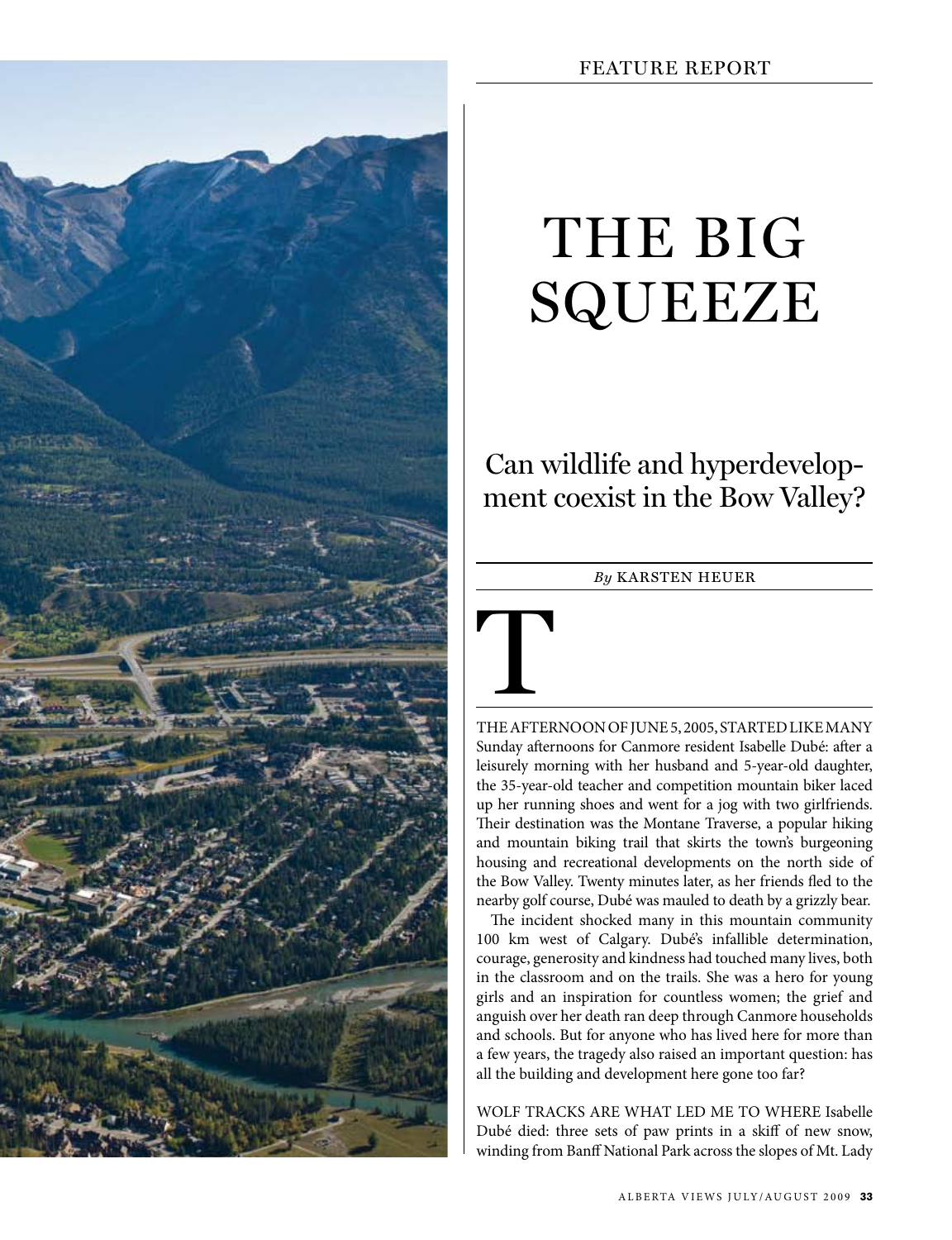FEATURE REPORT

# THE BIG SQUEEZE

## Can wildlife and hyperdevelopment coexist in the Bow Valley?

*By* KARSTEN HEUER

THE AFTERNOON OF JUNE 5, 2005, STARTED LIKE MANY Sunday afternoons for Canmore resident Isabelle Dubé: after a leisurely morning with her husband and 5-year-old daughter, the 35-year-old teacher and competition mountain biker laced up her running shoes and went for a jog with two girlfriends. Their destination was the Montane Traverse, a popular hiking and mountain biking trail that skirts the town's burgeoning housing and recreational developments on the north side of the Bow Valley. Twenty minutes later, as her friends fled to the nearby golf course, Dubé was mauled to death by a grizzly bear.

The incident shocked many in this mountain community 100 km west of Calgary. Dubé's infallible determination, courage, generosity and kindness had touched many lives, both in the classroom and on the trails. She was a hero for young girls and an inspiration for countless women; the grief and anguish over her death ran deep through Canmore households and schools. But for anyone who has lived here for more than a few years, the tragedy also raised an important question: has all the building and development here gone too far?

WOLF TRACKS ARE WHAT LED ME TO WHERE Isabelle Dubé died: three sets of paw prints in a skiff of new snow, winding from Banff National Park across the slopes of Mt. Lady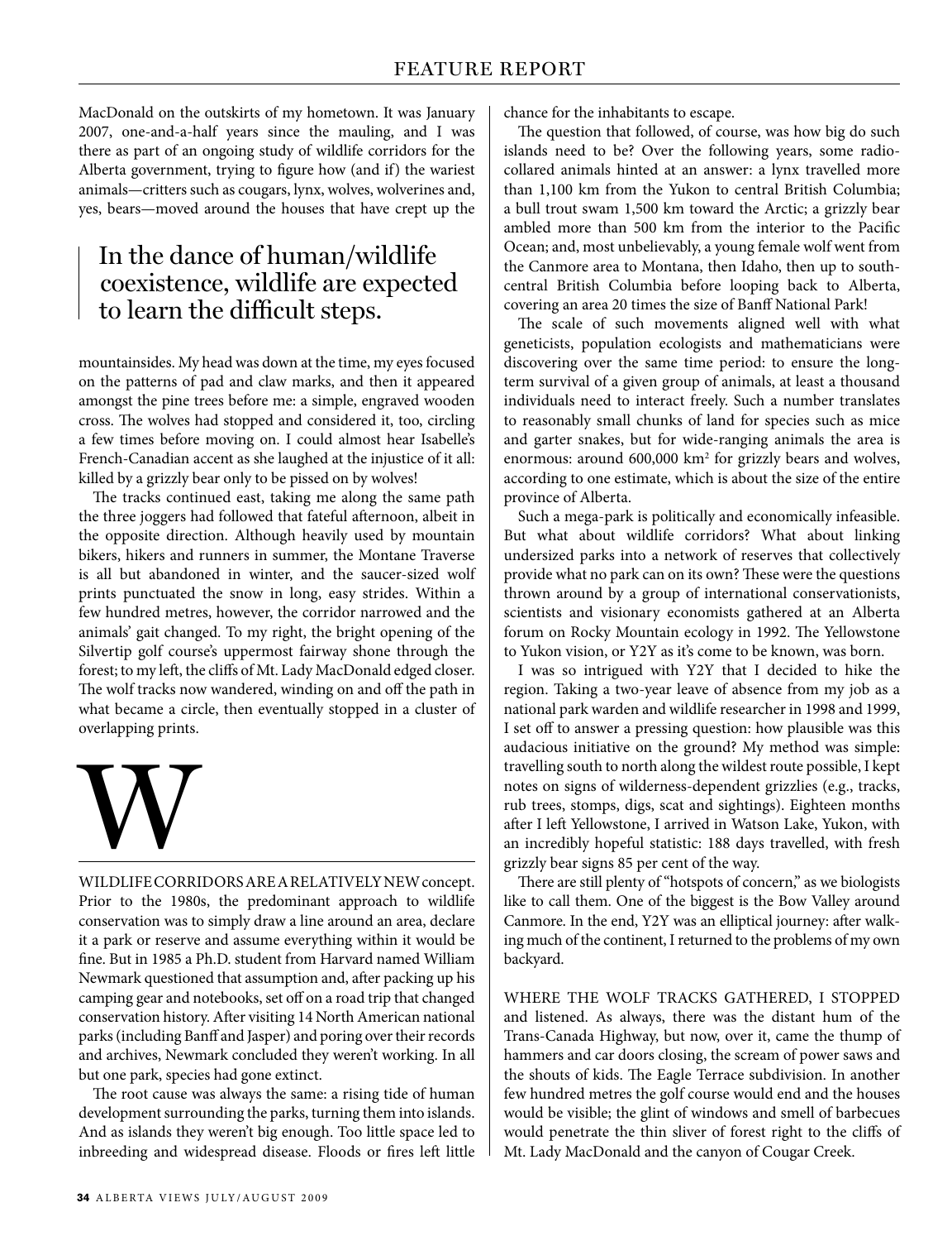MacDonald on the outskirts of my hometown. It was January 2007, one-and-a-half years since the mauling, and I was there as part of an ongoing study of wildlife corridors for the Alberta government, trying to figure how (and if) the wariest animals—critters such as cougars, lynx, wolves, wolverines and, yes, bears—moved around the houses that have crept up the mountainsides. My head was down at the time, my eyes focused on the patterns of pad and claw marks, and then it appeared amongst the pine trees before me: a simple, engraved wooden cross. The wolves had stopped and considered it, too, circling a few times before moving on. I could almost hear Isabelle's French-Canadian accent as she laughed at the injustice of it all: killed by a grizzly bear only to be pissed on by wolves!

> In the dance of human/wildlife coexistence, wildlife are expected to learn the difficult steps.

The tracks continued east, taking me along the same path the three joggers had followed that fateful afternoon, albeit in the opposite direction. Although heavily used by mountain bikers, hikers and runners in summer, the Montane Traverse is all but abandoned in winter, and the saucer-sized wolf prints punctuated the snow in long, easy strides. Within a few hundred metres, however, the corridor narrowed and the animals' gait changed. To my right, the bright opening of the Silvertip golf course's uppermost fairway shone through the forest; to my left, the cliffs of Mt. Lady MacDonald edged closer. The wolf tracks now wandered, winding on and off the path in what became a circle, then eventually stopped in a cluster of overlapping prints.

WILDLIFE CORRIDORS ARE A RELATIVELY NEW concept. Prior to the 1980s, the predominant approach to wildlife conservation was to simply draw a line around an area, declare it a park or reserve and assume everything within it would be fine. But in 1985 a Ph.D. student from Harvard named William Newmark questioned that assumption and, after packing up his camping gear and notebooks, set off on a road trip that changed conservation history. After visiting 14 North American national parks (including Banff and Jasper) and poring over their records and archives, Newmark concluded they weren't working. In all but one park, species had gone extinct.

The root cause was always the same: a rising tide of human development surrounding the parks, turning them into islands. And as islands they weren't big enough. Too little space led to inbreeding and widespread disease. Floods or fires left little chance for the inhabitants to escape.

The question that followed, of course, was how big do such islands need to be? Over the following years, some radio-collared animals hinted at an answer: a lynx travelled more than 1,100 km from the Yukon to central British Columbia; a bull trout swam 1,500 km toward the Arctic; a grizzly bear ambled more than 500 km from the interior to the Pacific Ocean; and, most unbelievably, a young female wolf went from the Canmore area to Montana, then Idaho, then up to south-central British Columbia before looping back to Alberta, covering an area 20 times the size of Banff National Park!

The scale of such movements aligned well with what geneticists, population ecologists and mathematicians were discovering over the same time period: to ensure the long-term survival of a given group of animals, at least a thousand individuals need to interact freely. Such a number translates to reasonably small chunks of land for species such as mice and garter snakes, but for wide-ranging animals the area is enormous: around 600,000 $km^2$ for grizzly bears and wolves, according to one estimate, which is about the size of the entire province of Alberta.

Such a mega-park is politically and economically infeasible. But what about wildlife corridors? What about linking undersized parks into a network of reserves that collectively provide what no park can on its own? These were the questions thrown around by a group of international conservationists, scientists and visionary economists gathered at an Alberta forum on Rocky Mountain ecology in 1992. The Yellowstone to Yukon vision, or Y2Y as it's come to be known, was born.

I was so intrigued with Y2Y that I decided to hike the region. Taking a two-year leave of absence from my job as a national park warden and wildlife researcher in 1998 and 1999, I set off to answer a pressing question: how plausible was this audacious initiative on the ground? My method was simple: travelling south to north along the wildest route possible, I kept notes on signs of wilderness-dependent grizzlies (e.g., tracks, rub trees, stomps, digs, scat and sightings). Eighteen months after I left Yellowstone, I arrived in Watson Lake, Yukon, with an incredibly hopeful statistic: 188 days travelled, with fresh grizzly bear signs 85 per cent of the way.

There are still plenty of "hotspots of concern," as we biologists like to call them. One of the biggest is the Bow Valley around Canmore. In the end, Y2Y was an elliptical journey: after walking much of the continent, I returned to the problems of my own backyard.

WHERE THE WOLF TRACKS GATHERED, I STOPPED and listened. As always, there was the distant hum of the Trans-Canada Highway, but now, over it, came the thump of hammers and car doors closing, the scream of power saws and the shouts of kids. The Eagle Terrace subdivision. In another few hundred metres the golf course would end and the houses would be visible; the glint of windows and smell of barbecues would penetrate the thin sliver of forest right to the cliffs of Mt. Lady MacDonald and the canyon of Cougar Creek.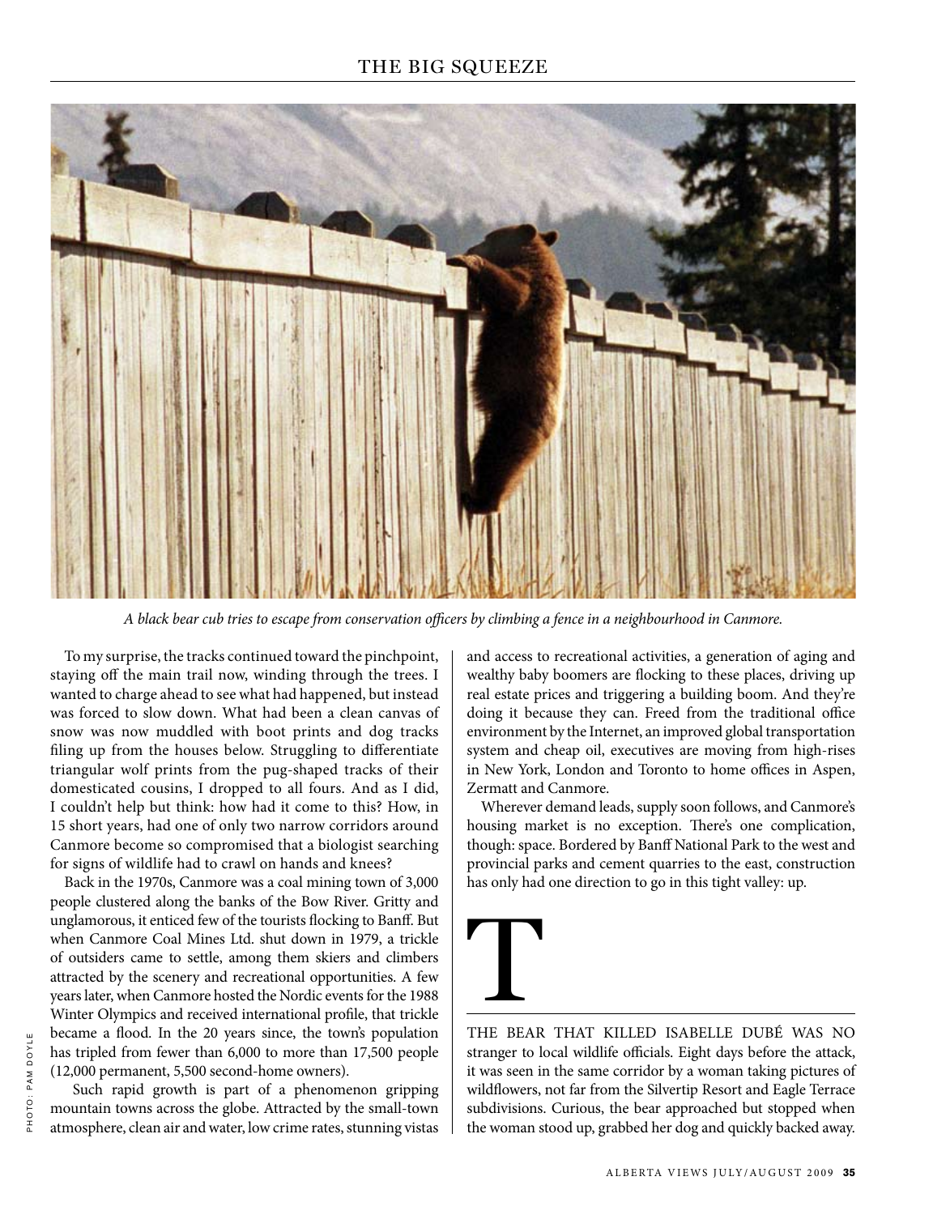*A black bear cub tries to escape from conservation officers by climbing a fence in a neighbourhood in Canmore.*

To my surprise, the tracks continued toward the pinchpoint, staying off the main trail now, winding through the trees. I wanted to charge ahead to see what had happened, but instead was forced to slow down. What had been a clean canvas of snow was now muddled with boot prints and dog tracks filing up from the houses below. Struggling to differentiate triangular wolf prints from the pug-shaped tracks of their domesticated cousins, I dropped to all fours. And as I did, I couldn't help but think: how had it come to this? How, in 15 short years, had one of only two narrow corridors around Canmore become so compromised that a biologist searching for signs of wildlife had to crawl on hands and knees?

Back in the 1970s, Canmore was a coal mining town of 3,000 people clustered along the banks of the Bow River. Gritty and unglamorous, it enticed few of the tourists flocking to Banff. But when Canmore Coal Mines Ltd. shut down in 1979, a trickle of outsiders came to settle, among them skiers and climbers attracted by the scenery and recreational opportunities. A few years later, when Canmore hosted the Nordic events for the 1988 Winter Olympics and received international profile, that trickle became a flood. In the 20 years since, the town's population has tripled from fewer than 6,000 to more than 17,500 people (12,000 permanent, 5,500 second-home owners).

Such rapid growth is part of a phenomenon gripping mountain towns across the globe. Attracted by the small-town atmosphere, clean air and water, low crime rates, stunning vistas and access to recreational activities, a generation of aging and wealthy baby boomers are flocking to these places, driving up real estate prices and triggering a building boom. And they're doing it because they can. Freed from the traditional office environment by the Internet, an improved global transportation system and cheap oil, executives are moving from high-rises in New York, London and Toronto to home offices in Aspen, Zermatt and Canmore.

Wherever demand leads, supply soon follows, and Canmore's housing market is no exception. There's one complication, though: space. Bordered by Banff National Park to the west and provincial parks and cement quarries to the east, construction has only had one direction to go in this tight valley: up.

THE BEAR THAT KILLED ISABELLE DUBÉ WAS NO stranger to local wildlife officials. Eight days before the attack, it was seen in the same corridor by a woman taking pictures of wildflowers, not far from the Silvertip Resort and Eagle Terrace subdivisions. Curious, the bear approached but stopped when the woman stood up, grabbed her dog and quickly backed away.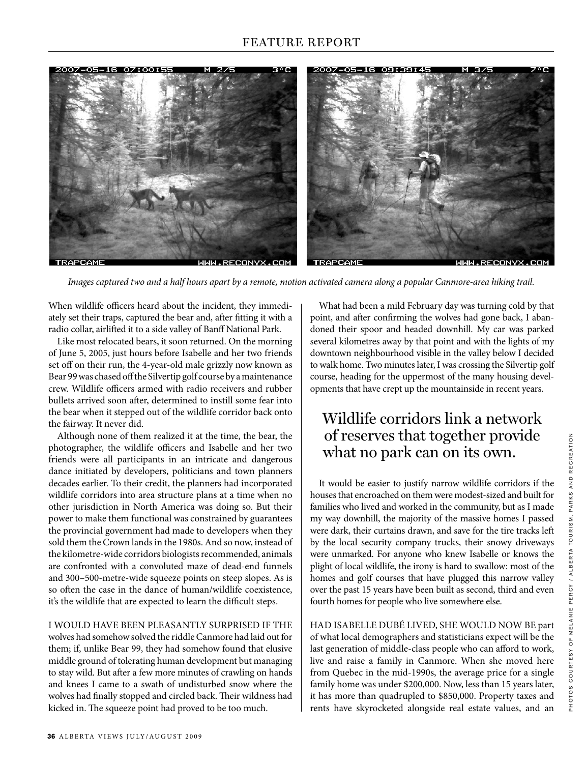*Images captured two and a half hours apart by a remote, motion activated camera along a popular Canmore-area hiking trail.*

When wildlife officers heard about the incident, they immediately set their traps, captured the bear and, after fitting it with a radio collar, airlifted it to a side valley of Banff National Park.

Like most relocated bears, it soon returned. On the morning of June 5, 2005, just hours before Isabelle and her two friends set off on their run, the 4-year-old male grizzly now known as Bear 99 was chased off the Silvertip golf course by a maintenance crew. Wildlife officers armed with radio receivers and rubber bullets arrived soon after, determined to instill some fear into the bear when it stepped out of the wildlife corridor back onto the fairway. It never did.

Although none of them realized it at the time, the bear, the photographer, the wildlife officers and Isabelle and her two friends were all participants in an intricate and dangerous dance initiated by developers, politicians and town planners decades earlier. To their credit, the planners had incorporated wildlife corridors into area structure plans at a time when no other jurisdiction in North America was doing so. But their power to make them functional was constrained by guarantees the provincial government had made to developers when they sold them the Crown lands in the 1980s. And so now, instead of the kilometre-wide corridors biologists recommended, animals are confronted with a convoluted maze of dead-end funnels and 300–500-metre-wide squeeze points on steep slopes. As is so often the case in the dance of human/wildlife coexistence, it's the wildlife that are expected to learn the difficult steps.

I WOULD HAVE BEEN PLEASANTLY SURPRISED IF THE wolves had somehow solved the riddle Canmore had laid out for them; if, unlike Bear 99, they had somehow found that elusive middle ground of tolerating human development but managing to stay wild. But after a few more minutes of crawling on hands and knees I came to a swath of undisturbed snow where the wolves had finally stopped and circled back. Their wildness had kicked in. The squeeze point had proved to be too much.

What had been a mild February day was turning cold by that point, and after confirming the wolves had gone back, I abandoned their spoor and headed downhill. My car was parked several kilometres away by that point and with the lights of my downtown neighbourhood visible in the valley below I decided to walk home. Two minutes later, I was crossing the Silvertip golf course, heading for the uppermost of the many housing developments that have crept up the mountainside in recent years.

## Wildlife corridors link a network of reserves that together provide what no park can on its own.

It would be easier to justify narrow wildlife corridors if the houses that encroached on them were modest-sized and built for families who lived and worked in the community, but as I made my way downhill, the majority of the massive homes I passed were dark, their curtains drawn, and save for the tire tracks left by the local security company trucks, their snowy driveways were unmarked. For anyone who knew Isabelle or knows the plight of local wildlife, the irony is hard to swallow: most of the homes and golf courses that have plugged this narrow valley over the past 15 years have been built as second, third and even fourth homes for people who live somewhere else.

HAD ISABELLE DUBÉ LIVED, SHE WOULD NOW BE part of what local demographers and statisticians expect will be the last generation of middle-class people who can afford to work, live and raise a family in Canmore. When she moved here from Quebec in the mid-1990s, the average price for a single family home was under $200,000. Now, less than 15 years later, it has more than quadrupled to $850,000. Property taxes and rents have skyrocketed alongside real estate values, and an

PHOTOS COURTESY OF MELANIE PERCY / ALBERTA TOURISM, PARKS AND RECREATION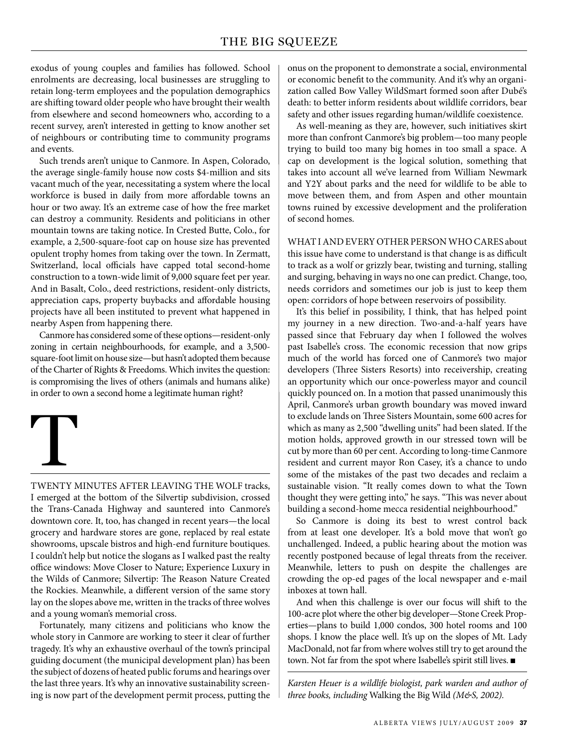exodus of young couples and families has followed. School enrolments are decreasing, local businesses are struggling to retain long-term employees and the population demographics are shifting toward older people who have brought their wealth from elsewhere and second homeowners who, according to a recent survey, aren't interested in getting to know another set of neighbours or contributing time to community programs and events.

Such trends aren't unique to Canmore. In Aspen, Colorado, the average single-family house now costs $4-million and sits vacant much of the year, necessitating a system where the local workforce is bused in daily from more affordable towns an hour or two away. It's an extreme case of how the free market can destroy a community. Residents and politicians in other mountain towns are taking notice. In Crested Butte, Colo., for example, a 2,500-square-foot cap on house size has prevented opulent trophy homes from taking over the town. In Zermatt, Switzerland, local officials have capped total second-home construction to a town-wide limit of 9,000 square feet per year. And in Basalt, Colo., deed restrictions, resident-only districts, appreciation caps, property buybacks and affordable housing projects have all been instituted to prevent what happened in nearby Aspen from happening there.

Canmore has considered some of these options—resident-only zoning in certain neighbourhoods, for example, and a 3,500-square-foot limit on house size—but hasn't adopted them because of the Charter of Rights & Freedoms. Which invites the question: is compromising the lives of others (animals and humans alike) in order to own a second home a legitimate human right?

T

TWENTY MINUTES AFTER LEAVING THE WOLF tracks, I emerged at the bottom of the Silvertip subdivision, crossed the Trans-Canada Highway and sauntered into Canmore's downtown core. It, too, has changed in recent years—the local grocery and hardware stores are gone, replaced by real estate showrooms, upscale bistros and high-end furniture boutiques. I couldn't help but notice the slogans as I walked past the realty office windows: Move Closer to Nature; Experience Luxury in the Wilds of Canmore; Silvertip: The Reason Nature Created the Rockies. Meanwhile, a different version of the same story lay on the slopes above me, written in the tracks of three wolves and a young woman's memorial cross.

Fortunately, many citizens and politicians who know the whole story in Canmore are working to steer it clear of further tragedy. It's why an exhaustive overhaul of the town's principal guiding document (the municipal development plan) has been the subject of dozens of heated public forums and hearings over the last three years. It's why an innovative sustainability screening is now part of the development permit process, putting the onus on the proponent to demonstrate a social, environmental or economic benefit to the community. And it's why an organization called Bow Valley WildSmart formed soon after Dubé's death: to better inform residents about wildlife corridors, bear safety and other issues regarding human/wildlife coexistence.

As well-meaning as they are, however, such initiatives skirt more than confront Canmore's big problem—too many people trying to build too many big homes in too small a space. A cap on development is the logical solution, something that takes into account all we've learned from William Newmark and Y2Y about parks and the need for wildlife to be able to move between them, and from Aspen and other mountain towns ruined by excessive development and the proliferation of second homes.

WHAT I AND EVERY OTHER PERSON WHO CARES about this issue have come to understand is that change is as difficult to track as a wolf or grizzly bear, twisting and turning, stalling and surging, behaving in ways no one can predict. Change, too, needs corridors and sometimes our job is just to keep them open: corridors of hope between reservoirs of possibility.

It's this belief in possibility, I think, that has helped point my journey in a new direction. Two-and-a-half years have passed since that February day when I followed the wolves past Isabelle's cross. The economic recession that now grips much of the world has forced one of Canmore's two major developers (Three Sisters Resorts) into receivership, creating an opportunity which our once-powerless mayor and council quickly pounced on. In a motion that passed unanimously this April, Canmore's urban growth boundary was moved inward to exclude lands on Three Sisters Mountain, some 600 acres for which as many as 2,500 "dwelling units" had been slated. If the motion holds, approved growth in our stressed town will be cut by more than 60 per cent. According to long-time Canmore resident and current mayor Ron Casey, it's a chance to undo some of the mistakes of the past two decades and reclaim a sustainable vision. "It really comes down to what the Town thought they were getting into," he says. "This was never about building a second-home mecca residential neighbourhood."

So Canmore is doing its best to wrest control back from at least one developer. It's a bold move that won't go unchallenged. Indeed, a public hearing about the motion was recently postponed because of legal threats from the receiver. Meanwhile, letters to push on despite the challenges are crowding the op-ed pages of the local newspaper and e-mail inboxes at town hall.

And when this challenge is over our focus will shift to the 100-acre plot where the other big developer—Stone Creek Properties—plans to build 1,000 condos, 300 hotel rooms and 100 shops. I know the place well. It's up on the slopes of Mt. Lady MacDonald, not far from where wolves still try to get around the town. Not far from the spot where Isabelle's spirit still lives. ■

*Karsten Heuer is a wildlife biologist, park warden and author of three books, including* Walking the Big Wild *(M&S, 2002).*